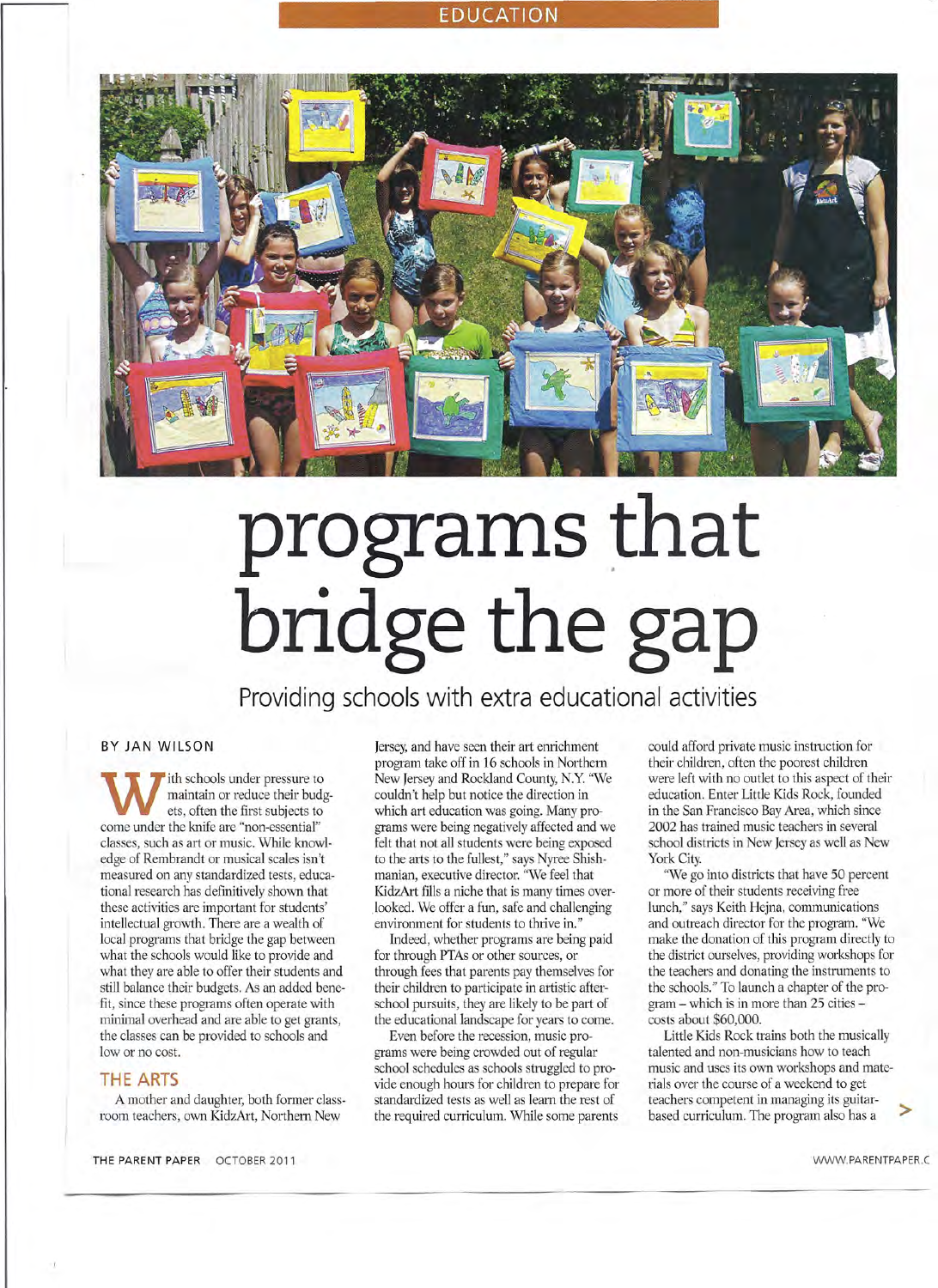EDUCATION

# programs that bridge the gap

## Providing schools with extra educational activities

BY JAN WILSON

With schools under pressure to maintain or reduce their budgets, often the first subjects to come under the knife are "non-essential" classes, such as art or music. While knowledge of Rembrandt or musical scales isn't measured on any standardized tests, educational research has definitively shown that these activities are important for students' intellectual growth. There are a wealth of local programs that bridge the gap between what the schools would like to provide and what they are able to offer their students and still balance their budgets. As an added benefit, since these programs often operate with minimal overhead and are able to get grants, the classes can be provided to schools and low or no cost.

### THE ARTS

A mother and daughter, both former classroom teachers, own KidzArt, Northern New Jersey, and have seen their art enrichment program take off in 16 schools in Northern New Jersey and Rockland County, N.Y. "We couldn't help but notice the direction in which art education was going. Many programs were being negatively affected and we felt that not all students were being exposed to the arts to the fullest," says Nyree Shishmanian, executive director. "We feel that KidzArt fills a niche that is many times overlooked. We offer a fun, safe and challenging environment for students to thrive in."

Indeed, whether programs are being paid for through PTAs or other sources, or through fees that parents pay themselves for their children to participate in artistic afterschool pursuits, they are likely to be part of the educational landscape for years to come.

Even before the recession, music programs were being crowded out of regular school schedules as schools struggled to provide enough hours for children to prepare for standardized tests as well as learn the rest of the required curriculum. While some parents could afford private music instruction for their children, often the poorest children were left with no outlet to this aspect of their education. Enter Little Kids Rock, founded in the San Francisco Bay Area, which since 2002 has trained music teachers in several school districts in New Jersey as well as New York City.

"We go into districts that have 50 percent or more of their students receiving free lunch," says Keith Hejna, communications and outreach director for the program. "We make the donation of this program directly to the district ourselves, providing workshops for the teachers and donating the instruments to the schools." To launch a chapter of the program – which is in more than 25 cities – costs about $60,000.

Little Kids Rock trains both the musically talented and non-musicians how to teach music and uses its own workshops and materials over the course of a weekend to get teachers competent in managing its guitar-based curriculum. The program also has a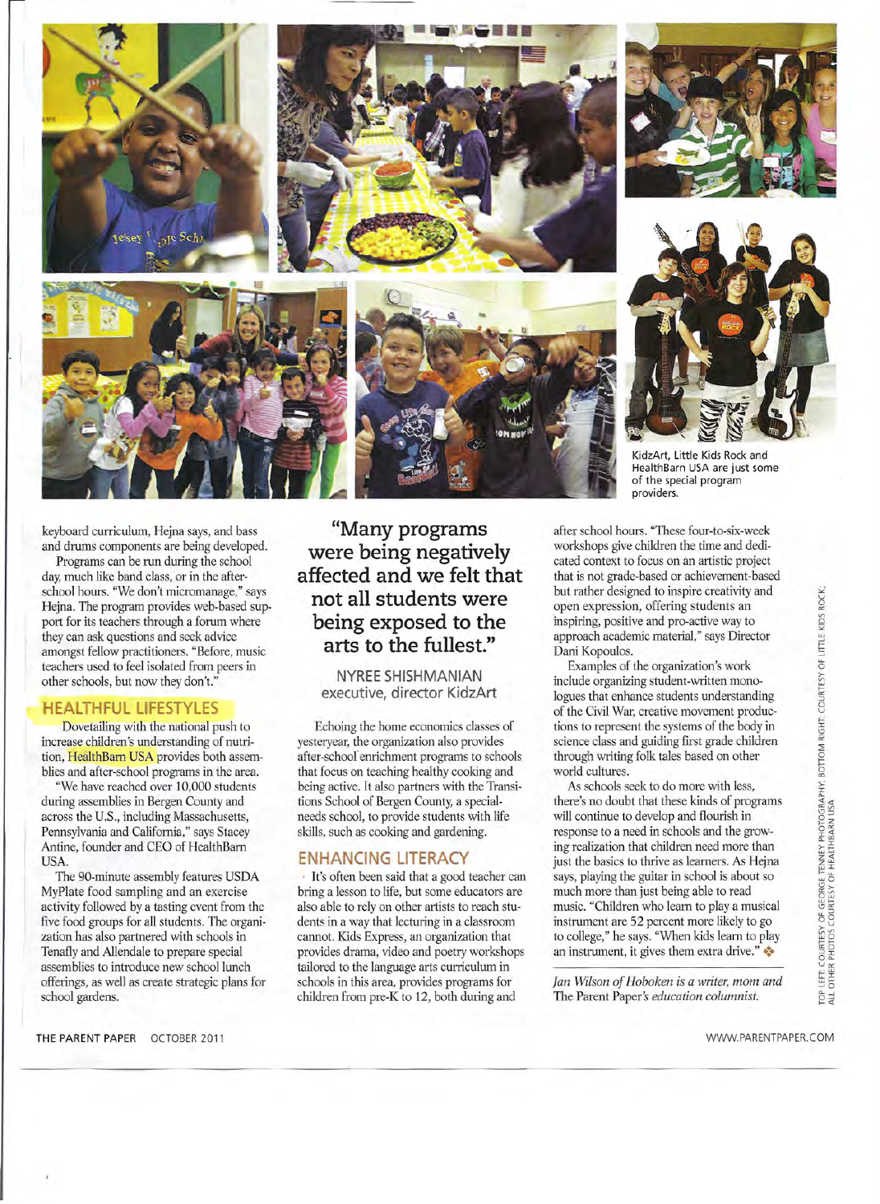KidzArt, Little Kids Rock and HealthBarn USA are just some of the special program providers.

keyboard curriculum, Hejna says, and bass and drums components are being developed.

Programs can be run during the school day, much like band class, or in the after-school hours. "We don't micromanage," says Hejna. The program provides web-based support for its teachers through a forum where they can ask questions and seek advice amongst fellow practitioners. "Before, music teachers used to feel isolated from peers in other schools, but now they don't."

## HEALTHFUL LIFESTYLES

Dovetailing with the national push to increase children's understanding of nutrition, HealthBarn USA provides both assemblies and after-school programs in the area.

"We have reached over 10,000 students during assemblies in Bergen County and across the U.S., including Massachusetts, Pennsylvania and California," says Stacey Antine, founder and CEO of HealthBarn USA.

The 90-minute assembly features USDA MyPlate food sampling and an exercise activity followed by a tasting event from the five food groups for all students. The organization has also partnered with schools in Tenafly and Allendale to prepare special assemblies to introduce new school lunch offerings, as well as create strategic plans for school gardens.

> **"Many programs were being negatively affected and we felt that not all students were being exposed to the arts to the fullest."**
>
> NYREE SHISHMANIAN
> executive, director KidzArt

Echoing the home economics classes of yesteryear, the organization also provides after-school enrichment programs to schools that focus on teaching healthy cooking and being active. It also partners with the Transitions School of Bergen County, a special-needs school, to provide students with life skills, such as cooking and gardening.

## ENHANCING LITERACY

It's often been said that a good teacher can bring a lesson to life, but some educators are also able to rely on other artists to reach students in a way that lecturing in a classroom cannot. Kids Express, an organization that provides drama, video and poetry workshops tailored to the language arts curriculum in schools in this area, provides programs for children from pre-K to 12, both during and after school hours. "These four-to-six-week workshops give children the time and dedicated context to focus on an artistic project that is not grade-based or achievement-based but rather designed to inspire creativity and open expression, offering students an inspiring, positive and pro-active way to approach academic material," says Director Dani Kopoulos.

Examples of the organization's work include organizing student-written monologues that enhance students understanding of the Civil War, creative movement productions to represent the systems of the body in science class and guiding first grade children through writing folk tales based on other world cultures.

As schools seek to do more with less, there's no doubt that these kinds of programs will continue to develop and flourish in response to a need in schools and the growing realization that children need more than just the basics to thrive as learners. As Hejna says, playing the guitar in school is about so much more than just being able to read music. "Children who learn to play a musical instrument are 52 percent more likely to go to college," he says. "When kids learn to play an instrument, it gives them extra drive."

*Jan Wilson of Hoboken is a writer, mom and The Parent Paper's education columnist.*

TOP LEFT: COURTESY OF GEORGE TENNEY PHOTOGRAPHY; BOTTOM RIGHT: COURTESY OF LITTLE KIDS ROCK; ALL OTHER PHOTOS COURTESY OF HEALTHBARN USA